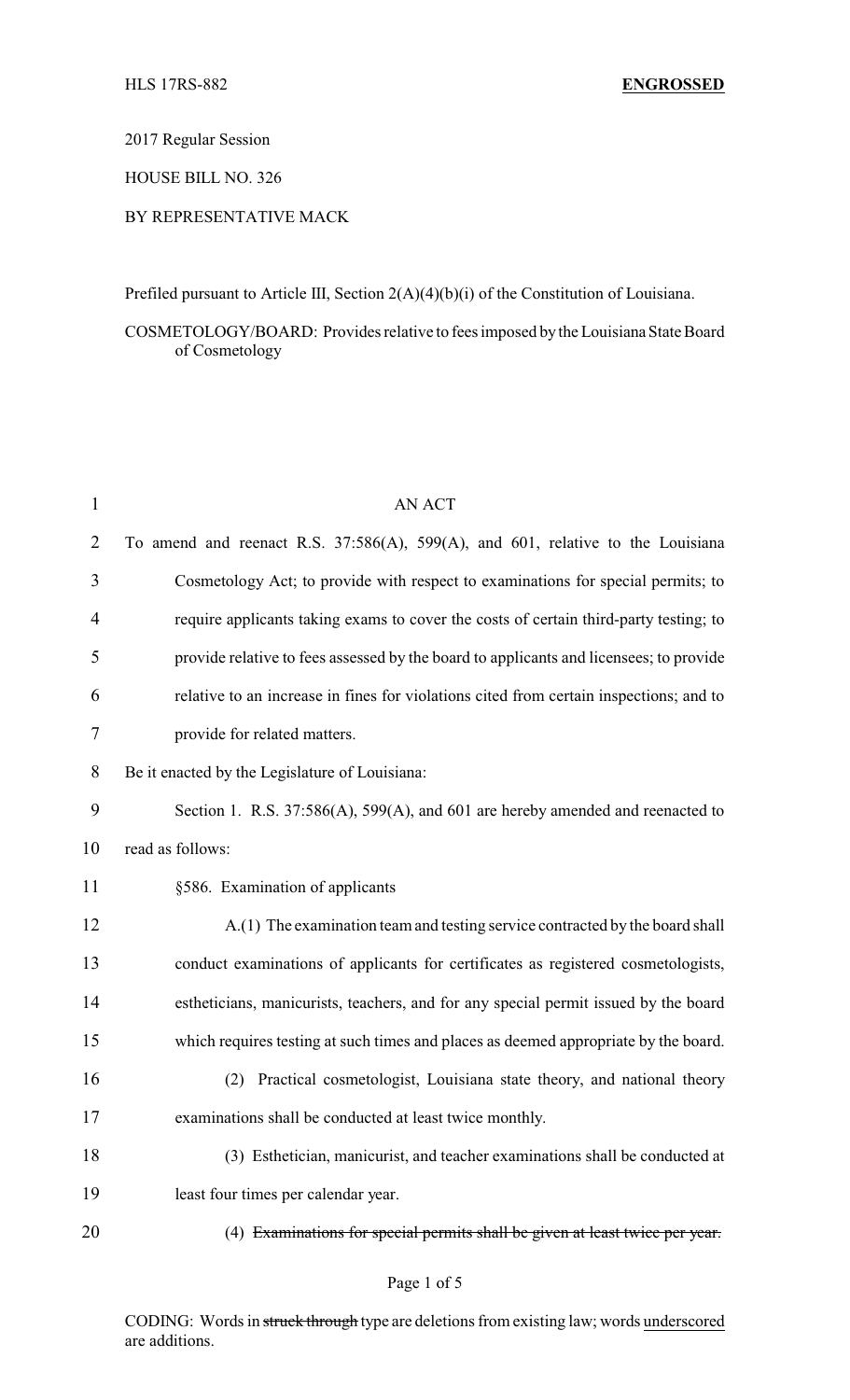HLS 17RS-882 **ENGROSSED**

2017 Regular Session

HOUSE BILL NO. 326

BY REPRESENTATIVE MACK

Prefiled pursuant to Article III, Section 2(A)(4)(b)(i) of the Constitution of Louisiana.

COSMETOLOGY/BOARD: Provides relative to fees imposed by the Louisiana State Board of Cosmetology

AN ACT

To amend and reenact R.S. 37:586(A), 599(A), and 601, relative to the Louisiana Cosmetology Act; to provide with respect to examinations for special permits; to require applicants taking exams to cover the costs of certain third-party testing; to provide relative to fees assessed by the board to applicants and licensees; to provide relative to an increase in fines for violations cited from certain inspections; and to provide for related matters.

Be it enacted by the Legislature of Louisiana:

Section 1. R.S. 37:586(A), 599(A), and 601 are hereby amended and reenacted to read as follows:

§586. Examination of applicants

A.(1) The examination team and testing service contracted by the board shall conduct examinations of applicants for certificates as registered cosmetologists, estheticians, manicurists, teachers, and for any special permit issued by the board which requires testing at such times and places as deemed appropriate by the board.

(2) Practical cosmetologist, Louisiana state theory, and national theory examinations shall be conducted at least twice monthly.

(3) Esthetician, manicurist, and teacher examinations shall be conducted at least four times per calendar year.

(4) ~~Examinations for special permits shall be given at least twice per year.~~

CODING: Words in ~~struck through~~ type are deletions from existing law; words underscored are additions.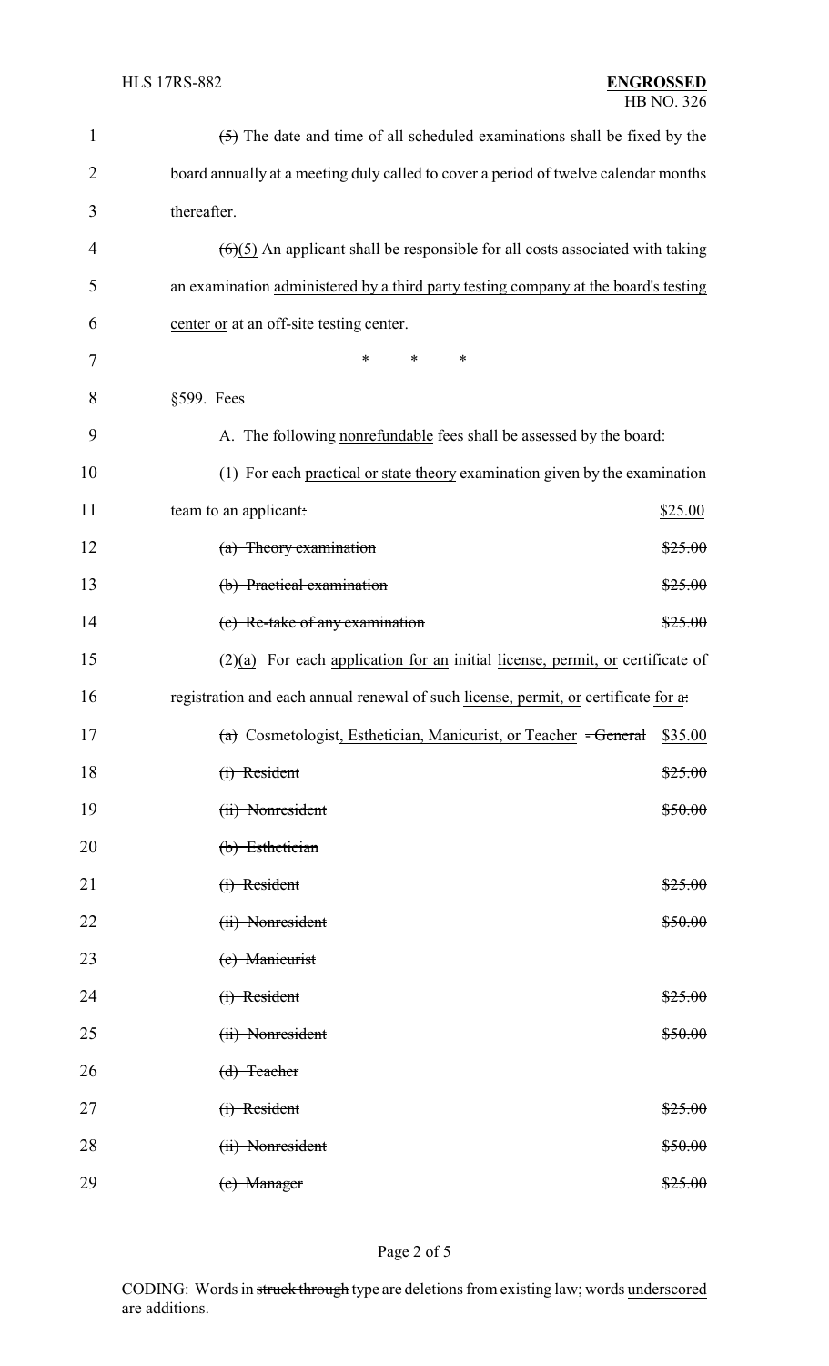~~(5)~~ The date and time of all scheduled examinations shall be fixed by the board annually at a meeting duly called to cover a period of twelve calendar months thereafter.

~~(6)~~(5) An applicant shall be responsible for all costs associated with taking an examination administered by a third party testing company at the board's testing center or at an off-site testing center.

\* \* \*

§599. Fees

A. The following nonrefundable fees shall be assessed by the board:

(1) For each practical or state theory examination given by the examination team to an applicant~~:~~ $25.00

~~(a) Theory examination $25.00~~

~~(b) Practical examination $25.00~~

~~(c) Re-take of any examination $25.00~~

(2)(a) For each application for an initial license, permit, or certificate of registration and each annual renewal of such license, permit, or certificate for a~~:~~

~~(a)~~ Cosmetologist, Esthetician, Manicurist, or Teacher ~~- General~~ $35.00

~~(i) Resident $25.00~~

~~(ii) Nonresident $50.00~~

~~(b) Esthetician~~

~~(i) Resident $25.00~~

~~(ii) Nonresident $50.00~~

~~(c) Manicurist~~

~~(i) Resident $25.00~~

~~(ii) Nonresident $50.00~~

~~(d) Teacher~~

~~(i) Resident $25.00~~

~~(ii) Nonresident $50.00~~

~~(e) Manager $25.00~~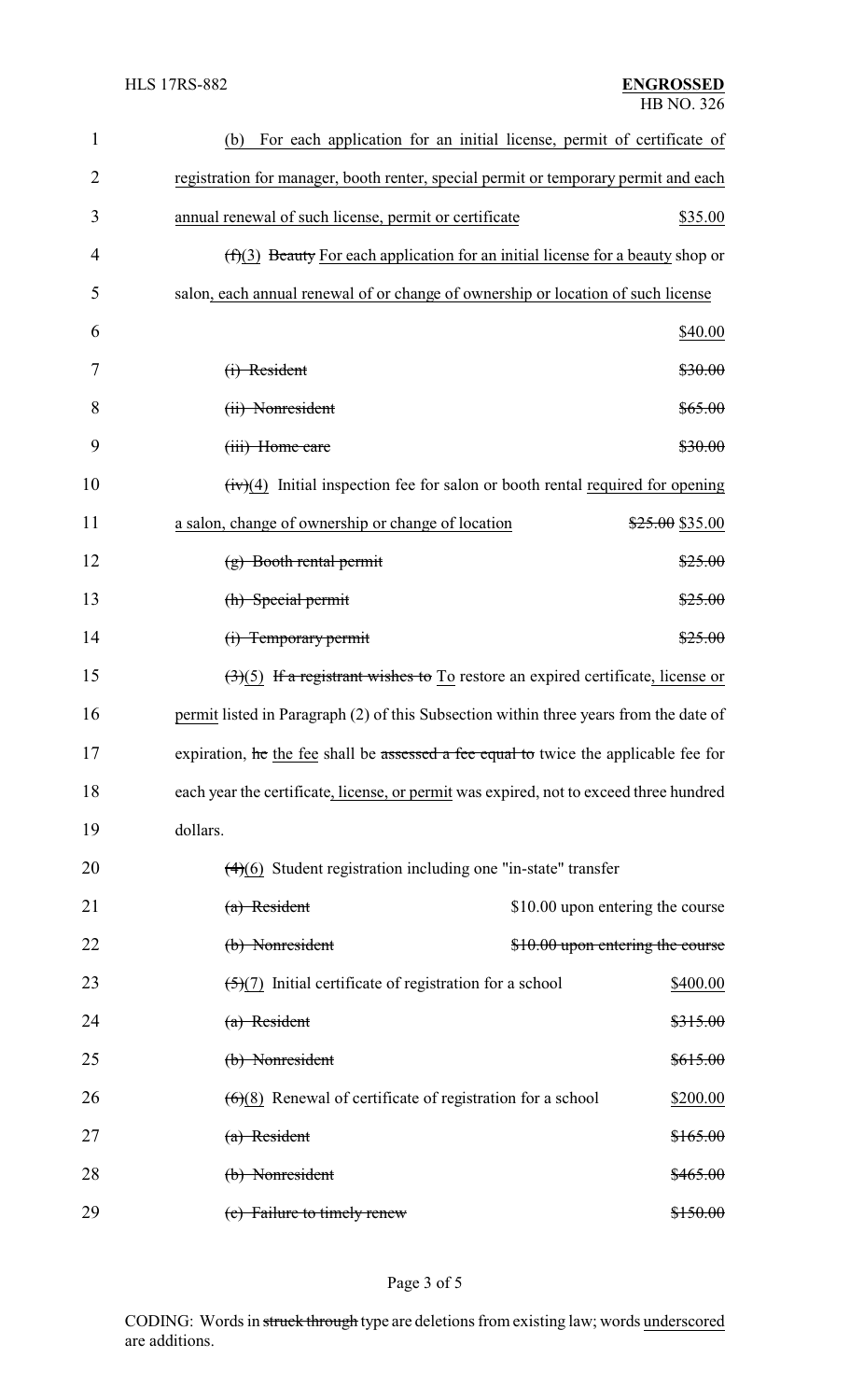(b) For each application for an initial license, permit of certificate of registration for manager, booth renter, special permit or temporary permit and each annual renewal of such license, permit or certificate $35.00

~~(f)~~(3) ~~Beauty~~ For each application for an initial license for a beauty shop or salon, each annual renewal of or change of ownership or location of such license $40.00

~~(i) Resident $30.00~~

~~(ii) Nonresident $65.00~~

~~(iii) Home care $30.00~~

~~(iv)~~(4) Initial inspection fee for salon or booth rental required for opening a salon, change of ownership or change of location ~~$25.00~~ $35.00

~~(g) Booth rental permit $25.00~~

~~(h) Special permit $25.00~~

~~(i) Temporary permit $25.00~~

~~(3)~~(5) ~~If a registrant wishes to~~ To restore an expired certificate, license or permit listed in Paragraph (2) of this Subsection within three years from the date of expiration, ~~he~~ the fee shall be ~~assessed a fee equal to~~ twice the applicable fee for each year the certificate, license, or permit was expired, not to exceed three hundred dollars.

~~(4)~~(6) Student registration including one "in-state" transfer

~~(a) Resident~~ $10.00 upon entering the course

~~(b) Nonresident $10.00 upon entering the course~~

~~(5)~~(7) Initial certificate of registration for a school $400.00

~~(a) Resident $315.00~~

~~(b) Nonresident $615.00~~

~~(6)~~(8) Renewal of certificate of registration for a school $200.00

~~(a) Resident $165.00~~

~~(b) Nonresident $465.00~~

~~(c) Failure to timely renew $150.00~~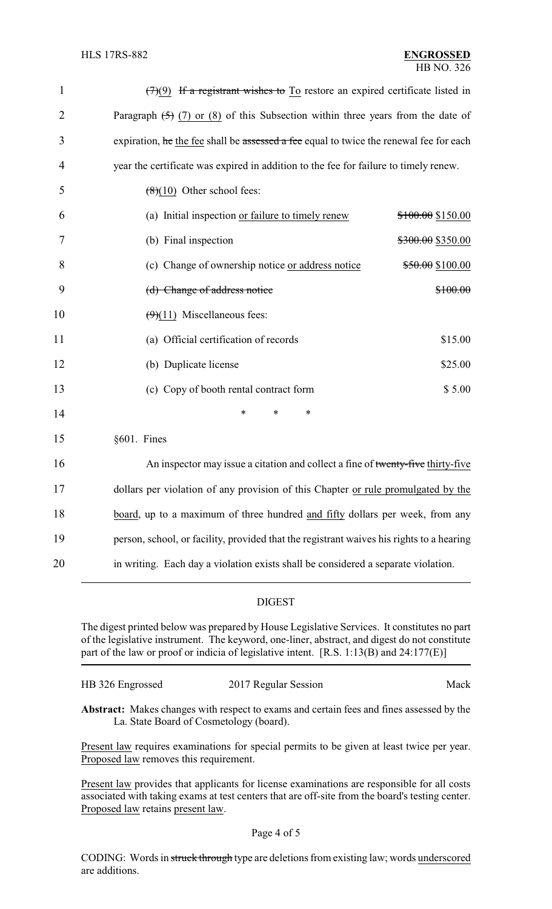~~(7)~~(9) ~~If a registrant wishes to~~ To restore an expired certificate listed in Paragraph ~~(5)~~ (7) or (8) of this Subsection within three years from the date of expiration, ~~he~~ the fee shall be ~~assessed a fee~~ equal to twice the renewal fee for each year the certificate was expired in addition to the fee for failure to timely renew.

~~(8)~~(10) Other school fees:

| | |
|---|---|
| (a) Initial inspection or failure to timely renew | ~~$100.00~~ $150.00 |
| (b) Final inspection | ~~$300.00~~ $350.00 |
| (c) Change of ownership notice or address notice | ~~$50.00~~ $100.00 |
| ~~(d) Change of address notice~~ | ~~$100.00~~ |

~~(9)~~(11) Miscellaneous fees:

| | |
|---|---|
| (a) Official certification of records | $15.00 |
| (b) Duplicate license | $25.00 |
| (c) Copy of booth rental contract form | $ 5.00 |

\* \* \*

§601. Fines

An inspector may issue a citation and collect a fine of ~~twenty-five~~ thirty-five dollars per violation of any provision of this Chapter or rule promulgated by the board, up to a maximum of three hundred and fifty dollars per week, from any person, school, or facility, provided that the registrant waives his rights to a hearing in writing. Each day a violation exists shall be considered a separate violation.

## DIGEST

The digest printed below was prepared by House Legislative Services. It constitutes no part of the legislative instrument. The keyword, one-liner, abstract, and digest do not constitute part of the law or proof or indicia of legislative intent. [R.S. 1:13(B) and 24:177(E)]

| HB 326 Engrossed | 2017 Regular Session | Mack |
|---|---|---|

**Abstract:** Makes changes with respect to exams and certain fees and fines assessed by the La. State Board of Cosmetology (board).

Present law requires examinations for special permits to be given at least twice per year. Proposed law removes this requirement.

Present law provides that applicants for license examinations are responsible for all costs associated with taking exams at test centers that are off-site from the board's testing center. Proposed law retains present law.

CODING: Words in ~~struck through~~ type are deletions from existing law; words underscored are additions.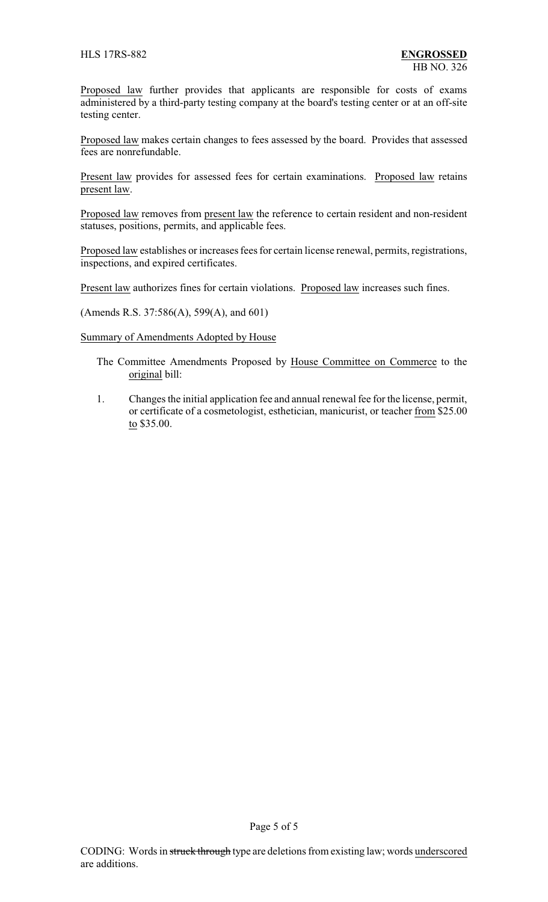Proposed law further provides that applicants are responsible for costs of exams administered by a third-party testing company at the board's testing center or at an off-site testing center.

Proposed law makes certain changes to fees assessed by the board. Provides that assessed fees are nonrefundable.

Present law provides for assessed fees for certain examinations. Proposed law retains present law.

Proposed law removes from present law the reference to certain resident and non-resident statuses, positions, permits, and applicable fees.

Proposed law establishes or increases fees for certain license renewal, permits, registrations, inspections, and expired certificates.

Present law authorizes fines for certain violations. Proposed law increases such fines.

(Amends R.S. 37:586(A), 599(A), and 601)

Summary of Amendments Adopted by House

The Committee Amendments Proposed by House Committee on Commerce to the original bill:

1. Changes the initial application fee and annual renewal fee for the license, permit, or certificate of a cosmetologist, esthetician, manicurist, or teacher from $25.00 to $35.00.

CODING: Words in ~~struck through~~ type are deletions from existing law; words underscored are additions.